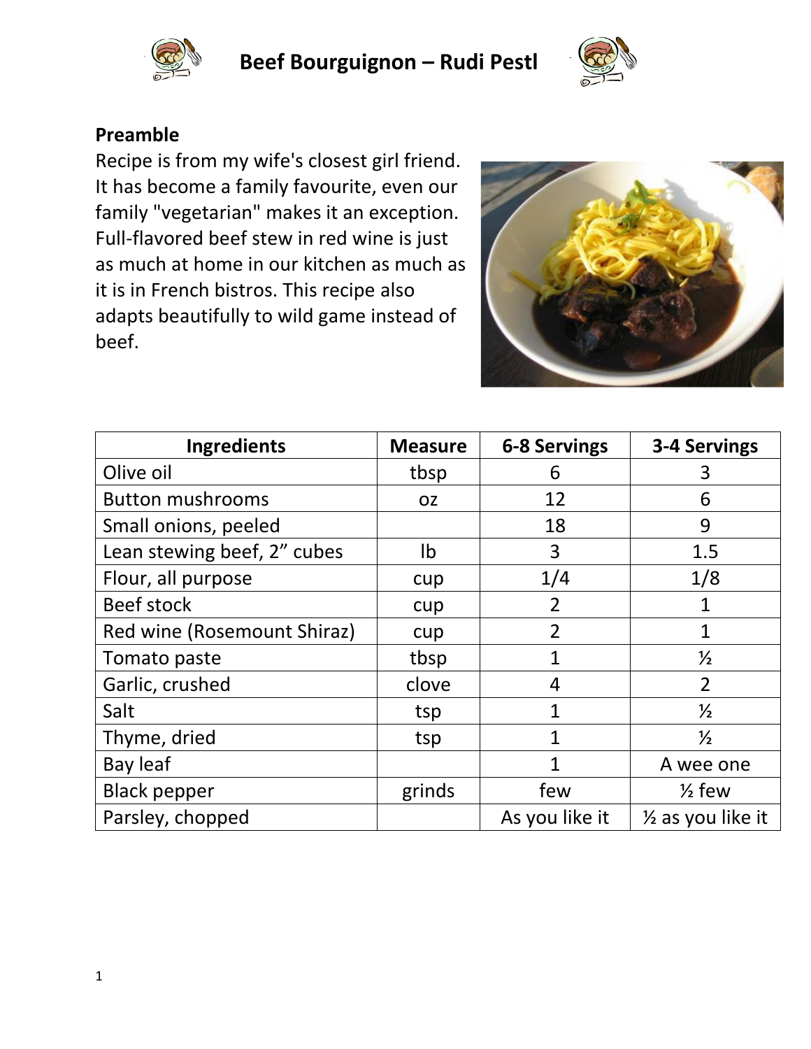# Beef Bourguignon – Rudi Pestl

## Preamble

Recipe is from my wife's closest girl friend. It has become a family favourite, even our family "vegetarian" makes it an exception. Full-flavored beef stew in red wine is just as much at home in our kitchen as much as it is in French bistros. This recipe also adapts beautifully to wild game instead of beef.

| Ingredients | Measure | 6-8 Servings | 3-4 Servings |
|---|---|---|---|
| Olive oil | tbsp | 6 | 3 |
| Button mushrooms | oz | 12 | 6 |
| Small onions, peeled | | 18 | 9 |
| Lean stewing beef, 2" cubes | lb | 3 | 1.5 |
| Flour, all purpose | cup | 1/4 | 1/8 |
| Beef stock | cup | 2 | 1 |
| Red wine (Rosemount Shiraz) | cup | 2 | 1 |
| Tomato paste | tbsp | 1 | ½ |
| Garlic, crushed | clove | 4 | 2 |
| Salt | tsp | 1 | ½ |
| Thyme, dried | tsp | 1 | ½ |
| Bay leaf | | 1 | A wee one |
| Black pepper | grinds | few | ½ few |
| Parsley, chopped | | As you like it | ½ as you like it |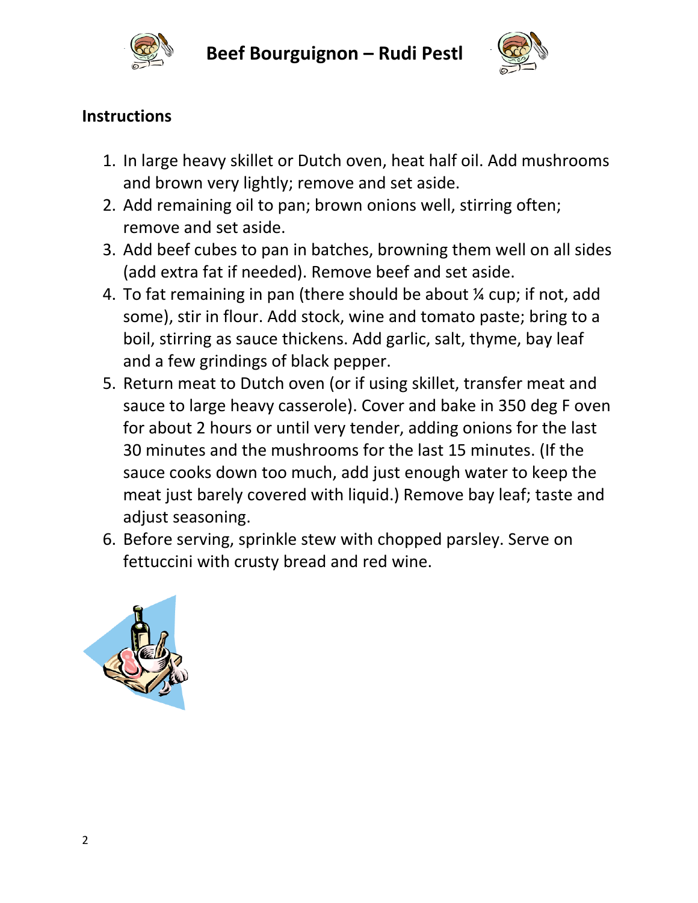## Instructions

1. In large heavy skillet or Dutch oven, heat half oil. Add mushrooms and brown very lightly; remove and set aside.
2. Add remaining oil to pan; brown onions well, stirring often; remove and set aside.
3. Add beef cubes to pan in batches, browning them well on all sides (add extra fat if needed). Remove beef and set aside.
4. To fat remaining in pan (there should be about ¼ cup; if not, add some), stir in flour. Add stock, wine and tomato paste; bring to a boil, stirring as sauce thickens. Add garlic, salt, thyme, bay leaf and a few grindings of black pepper.
5. Return meat to Dutch oven (or if using skillet, transfer meat and sauce to large heavy casserole). Cover and bake in 350 deg F oven for about 2 hours or until very tender, adding onions for the last 30 minutes and the mushrooms for the last 15 minutes. (If the sauce cooks down too much, add just enough water to keep the meat just barely covered with liquid.) Remove bay leaf; taste and adjust seasoning.
6. Before serving, sprinkle stew with chopped parsley. Serve on fettuccini with crusty bread and red wine.